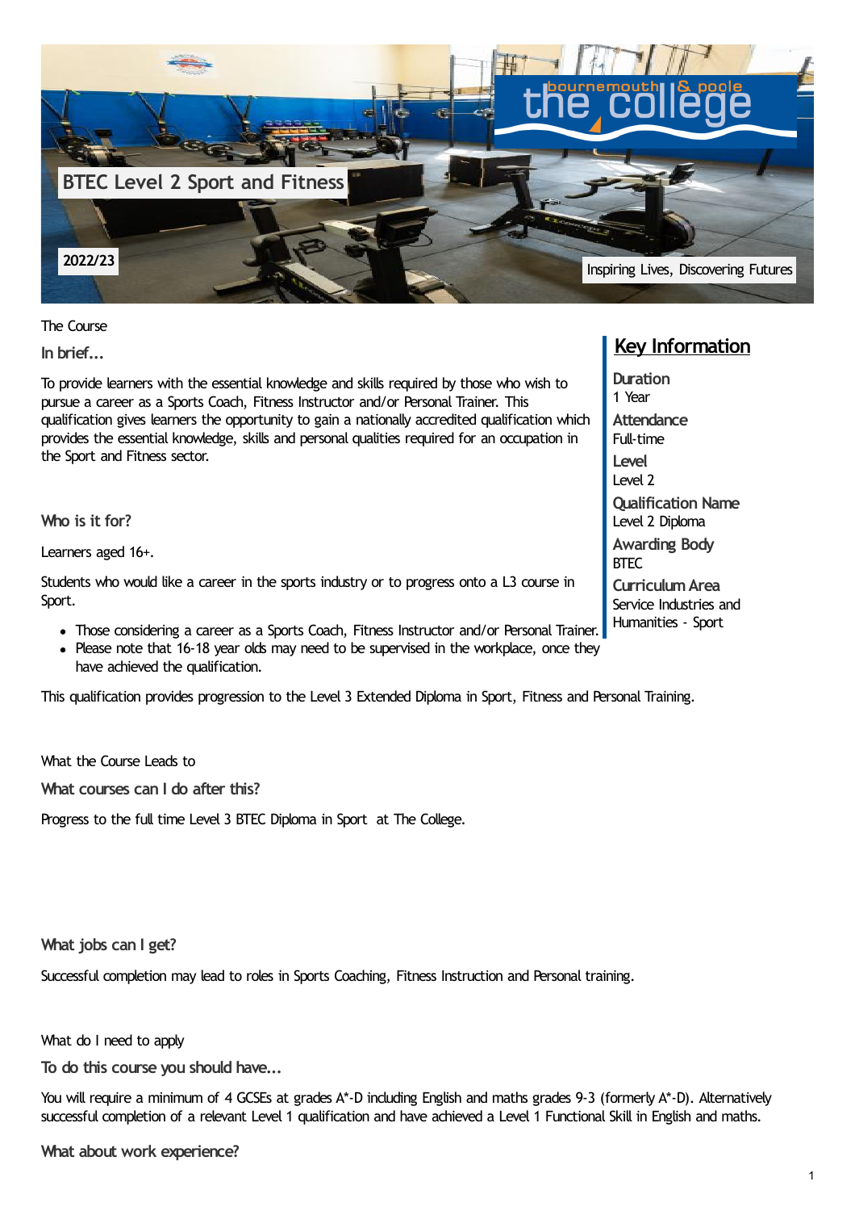# BTEC Level 2 Sport and Fitness

2022/23

Inspiring Lives, Discovering Futures

## The Course

### In brief...

To provide learners with the essential knowledge and skills required by those who wish to pursue a career as a Sports Coach, Fitness Instructor and/or Personal Trainer. This qualification gives learners the opportunity to gain a nationally accredited qualification which provides the essential knowledge, skills and personal qualities required for an occupation in the Sport and Fitness sector.

### Who is it for?

Learners aged 16+.

Students who would like a career in the sports industry or to progress onto a L3 course in Sport.

- Those considering a career as a Sports Coach, Fitness Instructor and/or Personal Trainer.
- Please note that 16-18 year olds may need to be supervised in the workplace, once they have achieved the qualification.

This qualification provides progression to the Level 3 Extended Diploma in Sport, Fitness and Personal Training.

## Key Information

**Duration**
1 Year

**Attendance**
Full-time

**Level**
Level 2

**Qualification Name**
Level 2 Diploma

**Awarding Body**
BTEC

**Curriculum Area**
Service Industries and Humanities - Sport

## What the Course Leads to

### What courses can I do after this?

Progress to the full time Level 3 BTEC Diploma in Sport at The College.

### What jobs can I get?

Successful completion may lead to roles in Sports Coaching, Fitness Instruction and Personal training.

## What do I need to apply

### To do this course you should have...

You will require a minimum of 4 GCSEs at grades A*-D including English and maths grades 9-3 (formerly A*-D). Alternatively successful completion of a relevant Level 1 qualification and have achieved a Level 1 Functional Skill in English and maths.

### What about work experience?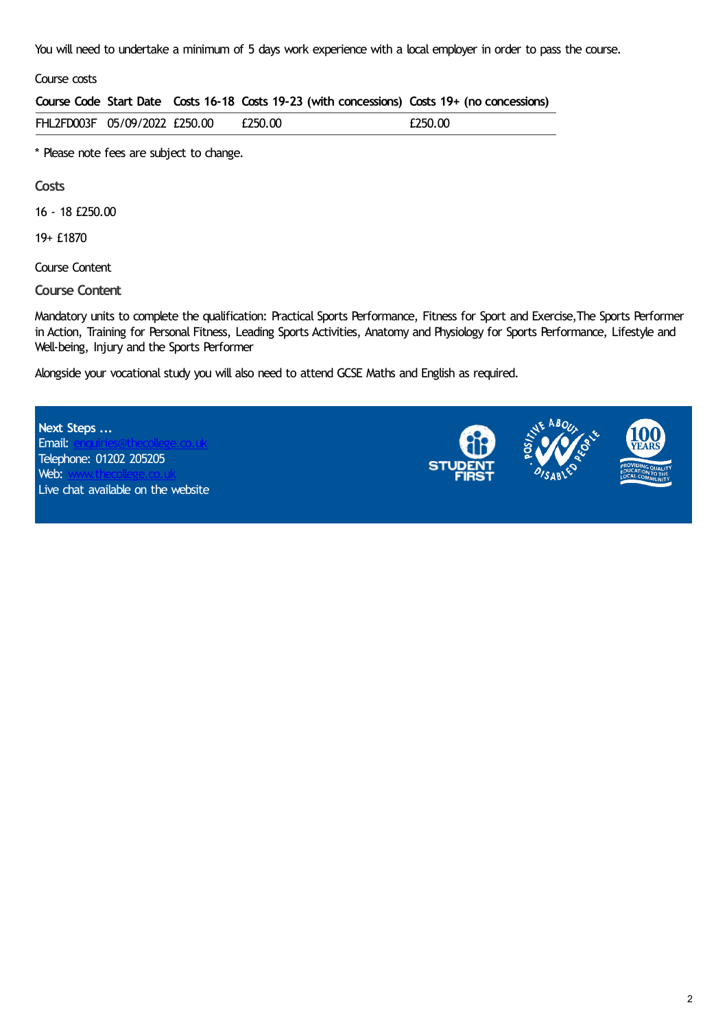You will need to undertake a minimum of 5 days work experience with a local employer in order to pass the course.

Course costs

| Course Code | Start Date | Costs 16-18 | Costs 19-23 (with concessions) | Costs 19+ (no concessions) |
|---|---|---|---|---|
| FHL2FD003F | 05/09/2022 | £250.00 | £250.00 | £250.00 |

* Please note fees are subject to change.

## Costs

16 - 18 £250.00

19+ £1870

Course Content

## Course Content

Mandatory units to complete the qualification: Practical Sports Performance, Fitness for Sport and Exercise,The Sports Performer in Action, Training for Personal Fitness, Leading Sports Activities, Anatomy and Physiology for Sports Performance, Lifestyle and Well-being, Injury and the Sports Performer

Alongside your vocational study you will also need to attend GCSE Maths and English as required.

**Next Steps ...**
Email: enquiries@thecollege.co.uk
Telephone: 01202 205205
Web: www.thecollege.co.uk
Live chat available on the website